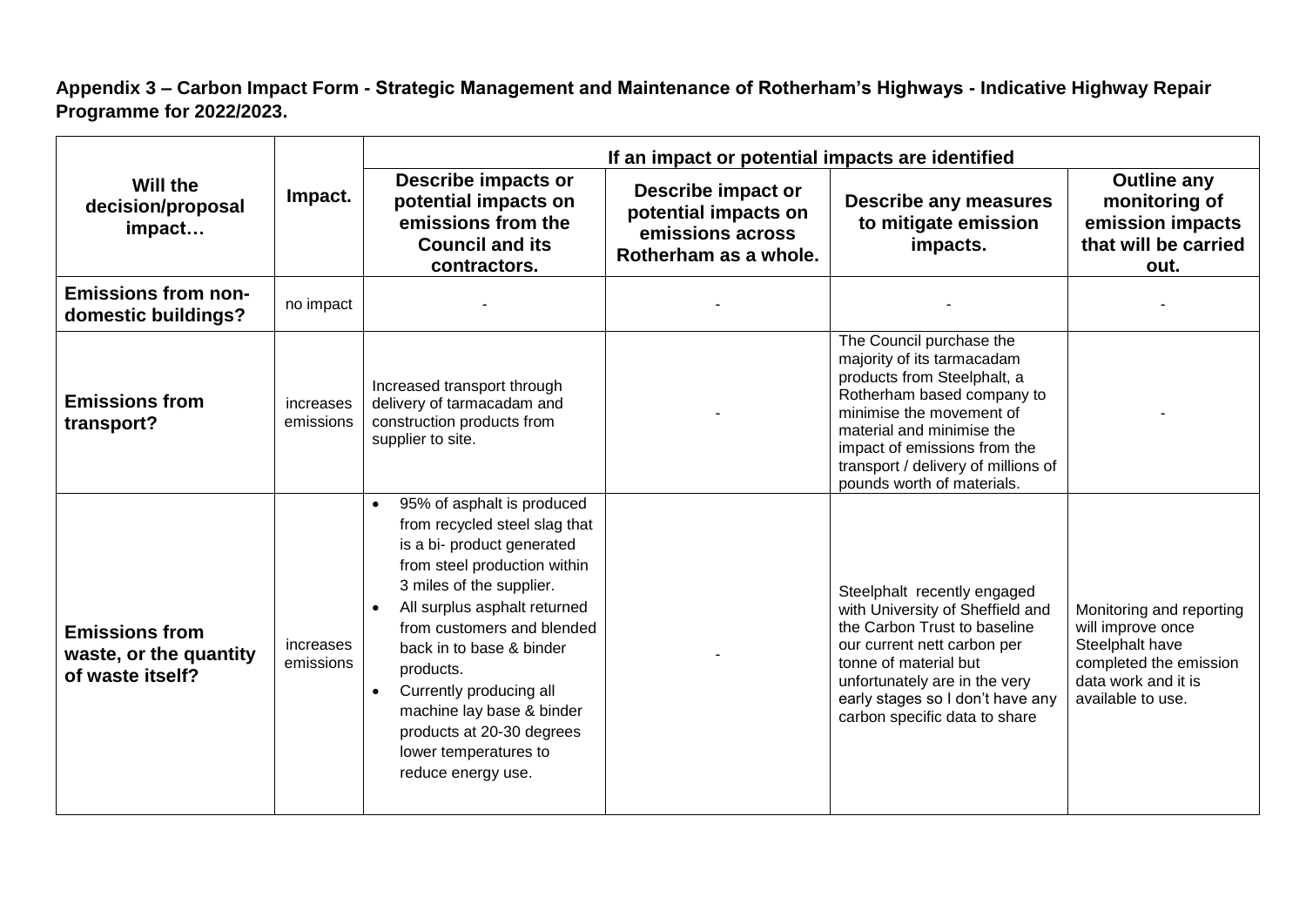**Appendix 3 – Carbon Impact Form - Strategic Management and Maintenance of Rotherham's Highways - Indicative Highway Repair Programme for 2022/2023.**

| Will the decision/proposal impact… | Impact. | If an impact or potential impacts are identified | | | |
|---|---|---|---|---|---|
| | | **Describe impacts or potential impacts on emissions from the Council and its contractors.** | **Describe impact or potential impacts on emissions across Rotherham as a whole.** | **Describe any measures to mitigate emission impacts.** | **Outline any monitoring of emission impacts that will be carried out.** |
| **Emissions from non-domestic buildings?** | no impact | - | - | - | - |
| **Emissions from transport?** | increases emissions | Increased transport through delivery of tarmacadam and construction products from supplier to site. | - | The Council purchase the majority of its tarmacadam products from Steelphalt, a Rotherham based company to minimise the movement of material and minimise the impact of emissions from the transport / delivery of millions of pounds worth of materials. | - |
| **Emissions from waste, or the quantity of waste itself?** | increases emissions | • 95% of asphalt is produced from recycled steel slag that is a bi- product generated from steel production within 3 miles of the supplier.<br>• All surplus asphalt returned from customers and blended back in to base & binder products.<br>• Currently producing all machine lay base & binder products at 20-30 degrees lower temperatures to reduce energy use. | - | Steelphalt recently engaged with University of Sheffield and the Carbon Trust to baseline our current nett carbon per tonne of material but unfortunately are in the very early stages so I don't have any carbon specific data to share | Monitoring and reporting will improve once Steelphalt have completed the emission data work and it is available to use. |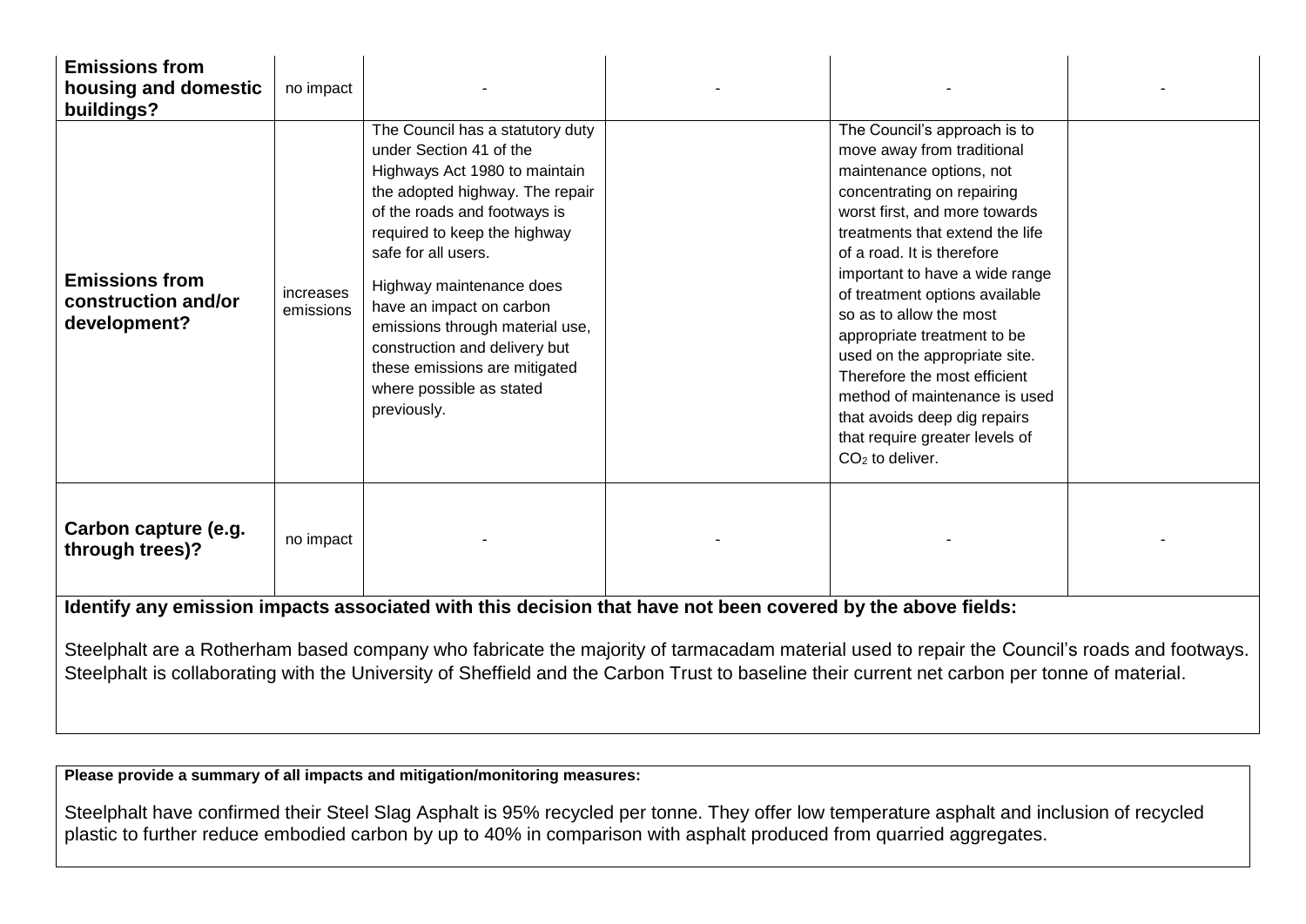| | | | | | |
|---|---|---|---|---|---|
| **Emissions from housing and domestic buildings?** | no impact | - | - | - | - |
| **Emissions from construction and/or development?** | increases emissions | The Council has a statutory duty under Section 41 of the Highways Act 1980 to maintain the adopted highway. The repair of the roads and footways is required to keep the highway safe for all users.<br><br>Highway maintenance does have an impact on carbon emissions through material use, construction and delivery but these emissions are mitigated where possible as stated previously. | | The Council's approach is to move away from traditional maintenance options, not concentrating on repairing worst first, and more towards treatments that extend the life of a road. It is therefore important to have a wide range of treatment options available so as to allow the most appropriate treatment to be used on the appropriate site. Therefore the most efficient method of maintenance is used that avoids deep dig repairs that require greater levels of $CO_2$ to deliver. | |
| **Carbon capture (e.g. through trees)?** | no impact | - | - | - | - |

**Identify any emission impacts associated with this decision that have not been covered by the above fields:**

Steelphalt are a Rotherham based company who fabricate the majority of tarmacadam material used to repair the Council's roads and footways. Steelphalt is collaborating with the University of Sheffield and the Carbon Trust to baseline their current net carbon per tonne of material.

**Please provide a summary of all impacts and mitigation/monitoring measures:**

Steelphalt have confirmed their Steel Slag Asphalt is 95% recycled per tonne. They offer low temperature asphalt and inclusion of recycled plastic to further reduce embodied carbon by up to 40% in comparison with asphalt produced from quarried aggregates.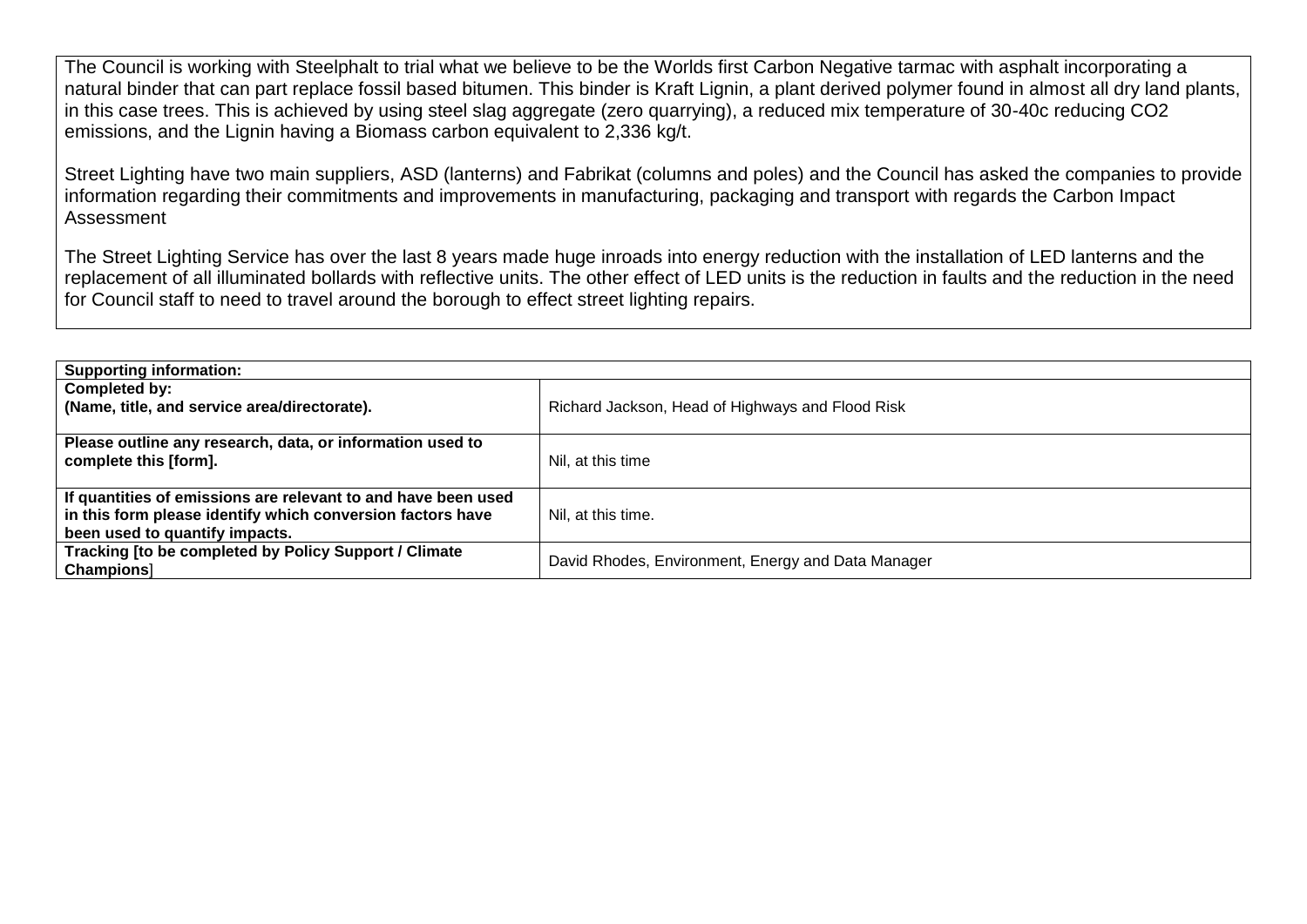The Council is working with Steelphalt to trial what we believe to be the Worlds first Carbon Negative tarmac with asphalt incorporating a natural binder that can part replace fossil based bitumen. This binder is Kraft Lignin, a plant derived polymer found in almost all dry land plants, in this case trees. This is achieved by using steel slag aggregate (zero quarrying), a reduced mix temperature of 30-40c reducing $CO_2$ emissions, and the Lignin having a Biomass carbon equivalent to 2,336 kg/t.

Street Lighting have two main suppliers, ASD (lanterns) and Fabrikat (columns and poles) and the Council has asked the companies to provide information regarding their commitments and improvements in manufacturing, packaging and transport with regards the Carbon Impact Assessment

The Street Lighting Service has over the last 8 years made huge inroads into energy reduction with the installation of LED lanterns and the replacement of all illuminated bollards with reflective units. The other effect of LED units is the reduction in faults and the reduction in the need for Council staff to need to travel around the borough to effect street lighting repairs.

| **Supporting information:** | |
|---|---|
| **Completed by:** **(Name, title, and service area/directorate).** | Richard Jackson, Head of Highways and Flood Risk |
| **Please outline any research, data, or information used to complete this [form].** | Nil, at this time |
| **If quantities of emissions are relevant to and have been used in this form please identify which conversion factors have been used to quantify impacts.** | Nil, at this time. |
| **Tracking [to be completed by Policy Support / Climate Champions**] | David Rhodes, Environment, Energy and Data Manager |